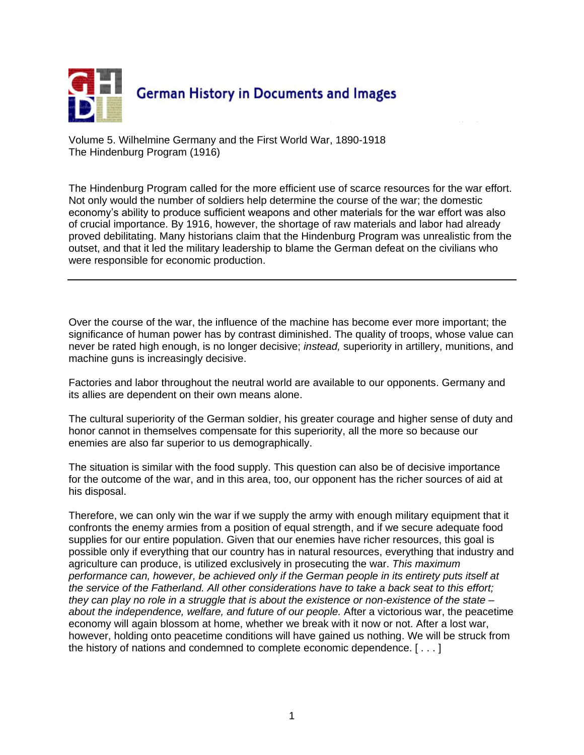German History in Documents and Images

Volume 5. Wilhelmine Germany and the First World War, 1890-1918
The Hindenburg Program (1916)

The Hindenburg Program called for the more efficient use of scarce resources for the war effort. Not only would the number of soldiers help determine the course of the war; the domestic economy's ability to produce sufficient weapons and other materials for the war effort was also of crucial importance. By 1916, however, the shortage of raw materials and labor had already proved debilitating. Many historians claim that the Hindenburg Program was unrealistic from the outset, and that it led the military leadership to blame the German defeat on the civilians who were responsible for economic production.

---

Over the course of the war, the influence of the machine has become ever more important; the significance of human power has by contrast diminished. The quality of troops, whose value can never be rated high enough, is no longer decisive; *instead,* superiority in artillery, munitions, and machine guns is increasingly decisive.

Factories and labor throughout the neutral world are available to our opponents. Germany and its allies are dependent on their own means alone.

The cultural superiority of the German soldier, his greater courage and higher sense of duty and honor cannot in themselves compensate for this superiority, all the more so because our enemies are also far superior to us demographically.

The situation is similar with the food supply. This question can also be of decisive importance for the outcome of the war, and in this area, too, our opponent has the richer sources of aid at his disposal.

Therefore, we can only win the war if we supply the army with enough military equipment that it confronts the enemy armies from a position of equal strength, and if we secure adequate food supplies for our entire population. Given that our enemies have richer resources, this goal is possible only if everything that our country has in natural resources, everything that industry and agriculture can produce, is utilized exclusively in prosecuting the war. *This maximum performance can, however, be achieved only if the German people in its entirety puts itself at the service of the Fatherland. All other considerations have to take a back seat to this effort; they can play no role in a struggle that is about the existence or non-existence of the state – about the independence, welfare, and future of our people.* After a victorious war, the peacetime economy will again blossom at home, whether we break with it now or not. After a lost war, however, holding onto peacetime conditions will have gained us nothing. We will be struck from the history of nations and condemned to complete economic dependence. [ . . . ]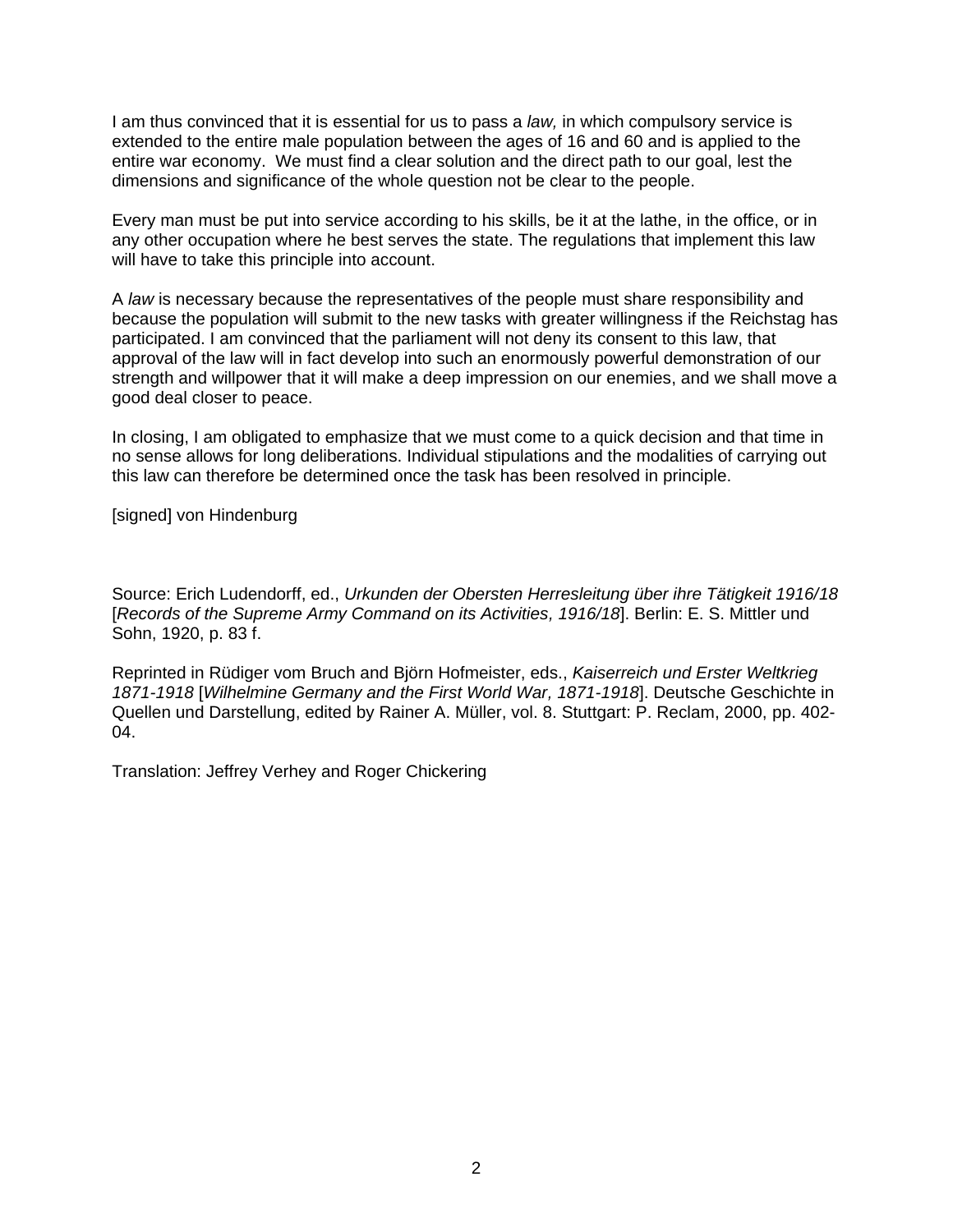I am thus convinced that it is essential for us to pass a *law,* in which compulsory service is extended to the entire male population between the ages of 16 and 60 and is applied to the entire war economy.  We must find a clear solution and the direct path to our goal, lest the dimensions and significance of the whole question not be clear to the people.

Every man must be put into service according to his skills, be it at the lathe, in the office, or in any other occupation where he best serves the state. The regulations that implement this law will have to take this principle into account.

A *law* is necessary because the representatives of the people must share responsibility and because the population will submit to the new tasks with greater willingness if the Reichstag has participated. I am convinced that the parliament will not deny its consent to this law, that approval of the law will in fact develop into such an enormously powerful demonstration of our strength and willpower that it will make a deep impression on our enemies, and we shall move a good deal closer to peace.

In closing, I am obligated to emphasize that we must come to a quick decision and that time in no sense allows for long deliberations. Individual stipulations and the modalities of carrying out this law can therefore be determined once the task has been resolved in principle.

[signed] von Hindenburg

Source: Erich Ludendorff, ed., *Urkunden der Obersten Herresleitung über ihre Tätigkeit 1916/18* [*Records of the Supreme Army Command on its Activities, 1916/18*]. Berlin: E. S. Mittler und Sohn, 1920, p. 83 f.

Reprinted in Rüdiger vom Bruch and Björn Hofmeister, eds., *Kaiserreich und Erster Weltkrieg 1871-1918* [*Wilhelmine Germany and the First World War, 1871-1918*]. Deutsche Geschichte in Quellen und Darstellung, edited by Rainer A. Müller, vol. 8. Stuttgart: P. Reclam, 2000, pp. 402-04.

Translation: Jeffrey Verhey and Roger Chickering